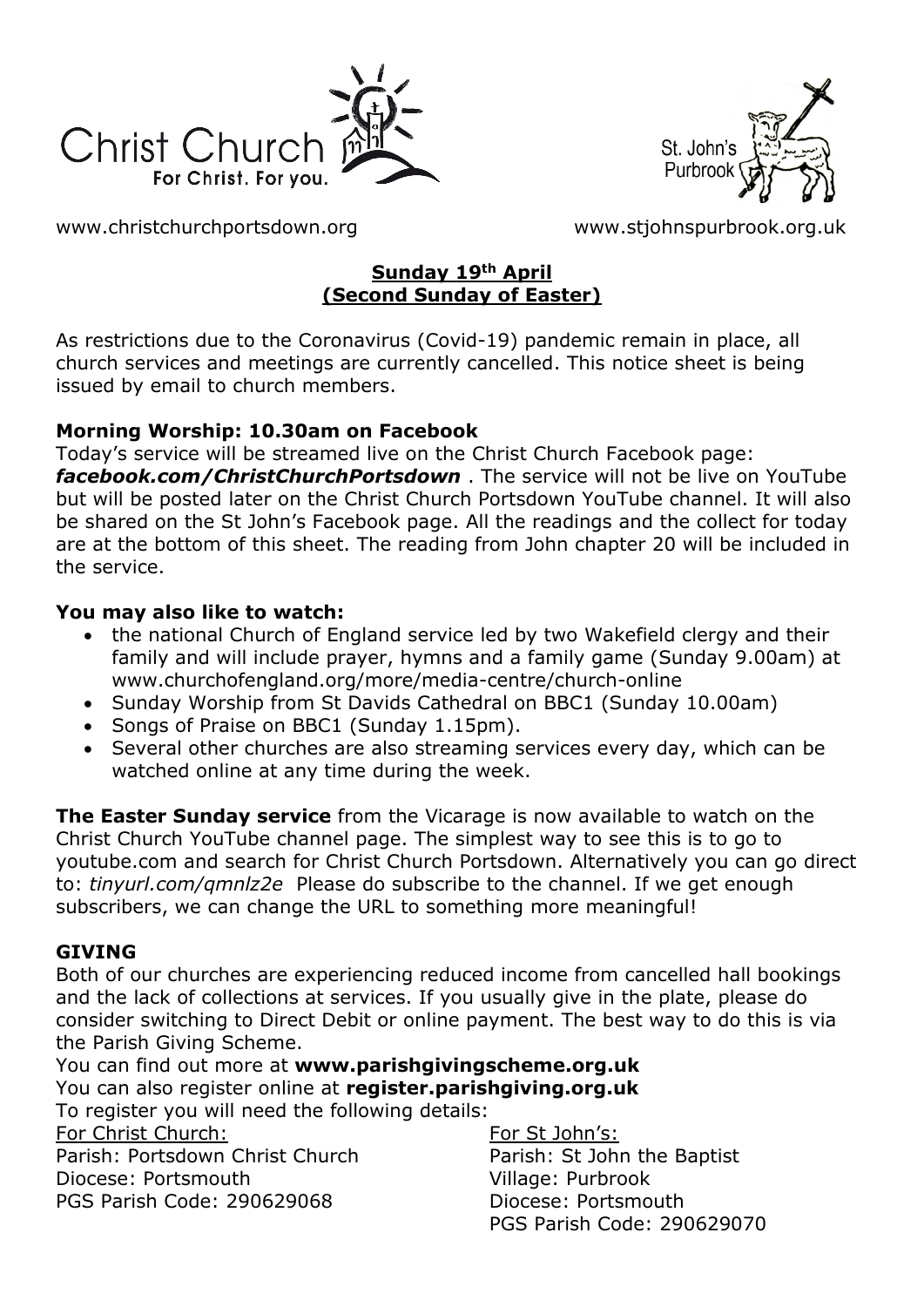Christ Church
For Christ. For you.

St. John's
Purbrook

www.christchurchportsdown.org www.stjohnspurbrook.org.uk

**Sunday 19th April**
**(Second Sunday of Easter)**

As restrictions due to the Coronavirus (Covid-19) pandemic remain in place, all church services and meetings are currently cancelled. This notice sheet is being issued by email to church members.

### Morning Worship: 10.30am on Facebook

Today's service will be streamed live on the Christ Church Facebook page: ***facebook.com/ChristChurchPortsdown*** . The service will not be live on YouTube but will be posted later on the Christ Church Portsdown YouTube channel. It will also be shared on the St John's Facebook page. All the readings and the collect for today are at the bottom of this sheet. The reading from John chapter 20 will be included in the service.

### You may also like to watch:

- the national Church of England service led by two Wakefield clergy and their family and will include prayer, hymns and a family game (Sunday 9.00am) at www.churchofengland.org/more/media-centre/church-online
- Sunday Worship from St Davids Cathedral on BBC1 (Sunday 10.00am)
- Songs of Praise on BBC1 (Sunday 1.15pm).
- Several other churches are also streaming services every day, which can be watched online at any time during the week.

**The Easter Sunday service** from the Vicarage is now available to watch on the Christ Church YouTube channel page. The simplest way to see this is to go to youtube.com and search for Christ Church Portsdown. Alternatively you can go direct to: *tinyurl.com/qmnlz2e* Please do subscribe to the channel. If we get enough subscribers, we can change the URL to something more meaningful!

### GIVING

Both of our churches are experiencing reduced income from cancelled hall bookings and the lack of collections at services. If you usually give in the plate, please do consider switching to Direct Debit or online payment. The best way to do this is via the Parish Giving Scheme.

You can find out more at **www.parishgivingscheme.org.uk**
You can also register online at **register.parishgiving.org.uk**
To register you will need the following details:

For Christ Church:
Parish: Portsdown Christ Church
Diocese: Portsmouth
PGS Parish Code: 290629068

For St John's:
Parish: St John the Baptist
Village: Purbrook
Diocese: Portsmouth
PGS Parish Code: 290629070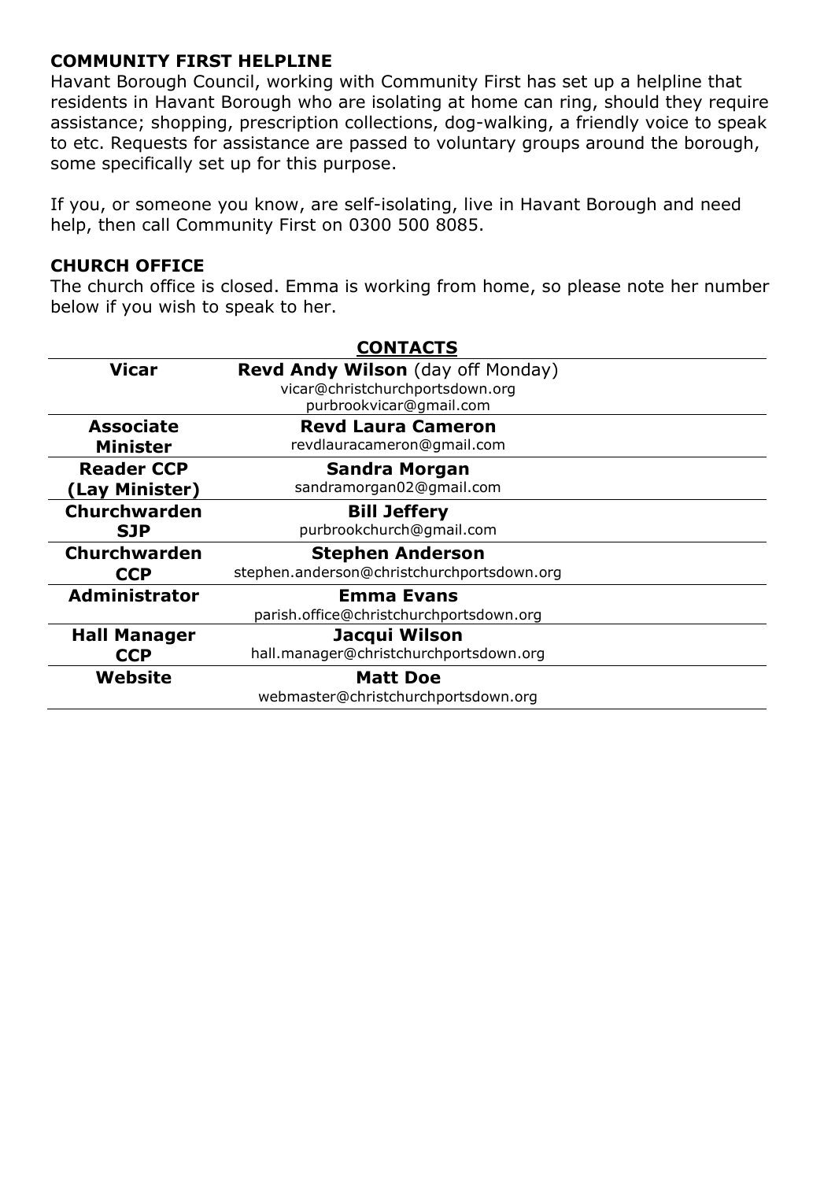**COMMUNITY FIRST HELPLINE**

Havant Borough Council, working with Community First has set up a helpline that residents in Havant Borough who are isolating at home can ring, should they require assistance; shopping, prescription collections, dog-walking, a friendly voice to speak to etc. Requests for assistance are passed to voluntary groups around the borough, some specifically set up for this purpose.

If you, or someone you know, are self-isolating, live in Havant Borough and need help, then call Community First on 0300 500 8085.

**CHURCH OFFICE**

The church office is closed. Emma is working from home, so please note her number below if you wish to speak to her.

## CONTACTS

| | |
|---|---|
| **Vicar** | **Revd Andy Wilson** (day off Monday)<br>vicar@christchurchportsdown.org<br>purbrookvicar@gmail.com |
| **Associate Minister** | **Revd Laura Cameron**<br>revdlauracameron@gmail.com |
| **Reader CCP (Lay Minister)** | **Sandra Morgan**<br>sandramorgan02@gmail.com |
| **Churchwarden SJP** | **Bill Jeffery**<br>purbrookchurch@gmail.com |
| **Churchwarden CCP** | **Stephen Anderson**<br>stephen.anderson@christchurchportsdown.org |
| **Administrator** | **Emma Evans**<br>parish.office@christchurchportsdown.org |
| **Hall Manager CCP** | **Jacqui Wilson**<br>hall.manager@christchurchportsdown.org |
| **Website** | **Matt Doe**<br>webmaster@christchurchportsdown.org |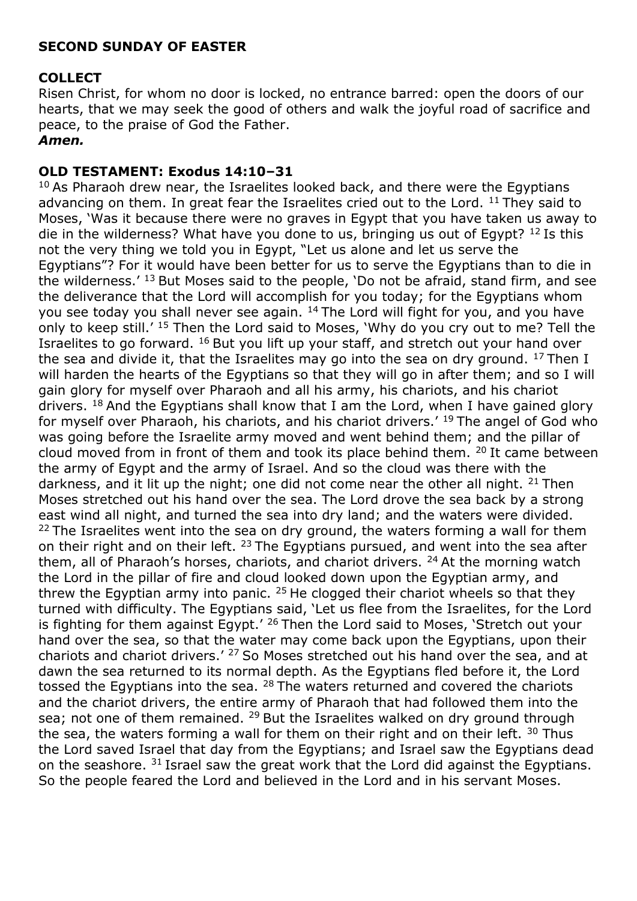**SECOND SUNDAY OF EASTER**

**COLLECT**

Risen Christ, for whom no door is locked, no entrance barred: open the doors of our hearts, that we may seek the good of others and walk the joyful road of sacrifice and peace, to the praise of God the Father.

***Amen.***

**OLD TESTAMENT: Exodus 14:10–31**

[10] As Pharaoh drew near, the Israelites looked back, and there were the Egyptians advancing on them. In great fear the Israelites cried out to the Lord. [11] They said to Moses, 'Was it because there were no graves in Egypt that you have taken us away to die in the wilderness? What have you done to us, bringing us out of Egypt? [12] Is this not the very thing we told you in Egypt, "Let us alone and let us serve the Egyptians"? For it would have been better for us to serve the Egyptians than to die in the wilderness.' [13] But Moses said to the people, 'Do not be afraid, stand firm, and see the deliverance that the Lord will accomplish for you today; for the Egyptians whom you see today you shall never see again. [14] The Lord will fight for you, and you have only to keep still.' [15] Then the Lord said to Moses, 'Why do you cry out to me? Tell the Israelites to go forward. [16] But you lift up your staff, and stretch out your hand over the sea and divide it, that the Israelites may go into the sea on dry ground. [17] Then I will harden the hearts of the Egyptians so that they will go in after them; and so I will gain glory for myself over Pharaoh and all his army, his chariots, and his chariot drivers. [18] And the Egyptians shall know that I am the Lord, when I have gained glory for myself over Pharaoh, his chariots, and his chariot drivers.' [19] The angel of God who was going before the Israelite army moved and went behind them; and the pillar of cloud moved from in front of them and took its place behind them. [20] It came between the army of Egypt and the army of Israel. And so the cloud was there with the darkness, and it lit up the night; one did not come near the other all night. [21] Then Moses stretched out his hand over the sea. The Lord drove the sea back by a strong east wind all night, and turned the sea into dry land; and the waters were divided. [22] The Israelites went into the sea on dry ground, the waters forming a wall for them on their right and on their left. [23] The Egyptians pursued, and went into the sea after them, all of Pharaoh's horses, chariots, and chariot drivers. [24] At the morning watch the Lord in the pillar of fire and cloud looked down upon the Egyptian army, and threw the Egyptian army into panic. [25] He clogged their chariot wheels so that they turned with difficulty. The Egyptians said, 'Let us flee from the Israelites, for the Lord is fighting for them against Egypt.' [26] Then the Lord said to Moses, 'Stretch out your hand over the sea, so that the water may come back upon the Egyptians, upon their chariots and chariot drivers.' [27] So Moses stretched out his hand over the sea, and at dawn the sea returned to its normal depth. As the Egyptians fled before it, the Lord tossed the Egyptians into the sea. [28] The waters returned and covered the chariots and the chariot drivers, the entire army of Pharaoh that had followed them into the sea; not one of them remained. [29] But the Israelites walked on dry ground through the sea, the waters forming a wall for them on their right and on their left. [30] Thus the Lord saved Israel that day from the Egyptians; and Israel saw the Egyptians dead on the seashore. [31] Israel saw the great work that the Lord did against the Egyptians. So the people feared the Lord and believed in the Lord and in his servant Moses.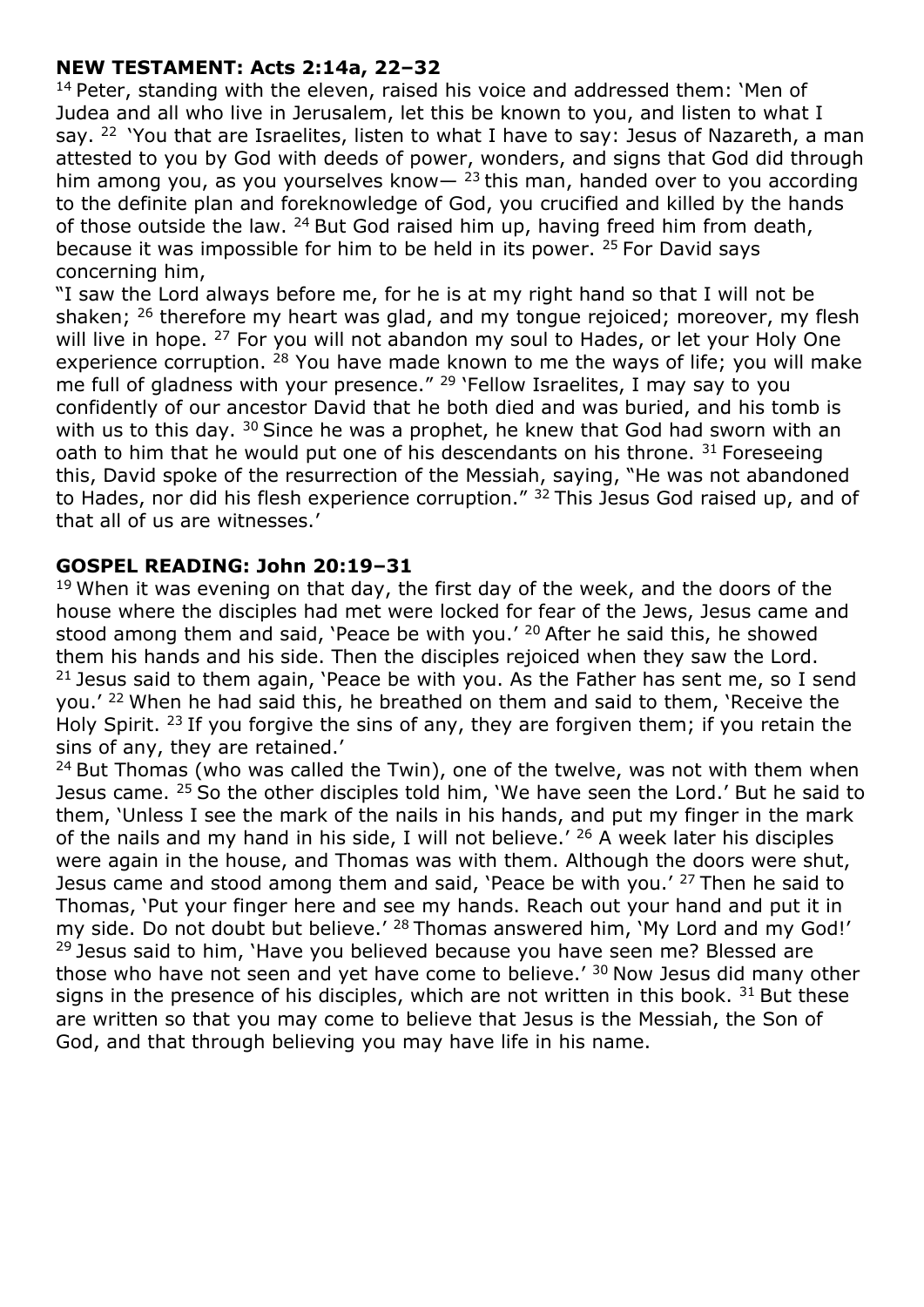## NEW TESTAMENT: Acts 2:14a, 22–32

[14] Peter, standing with the eleven, raised his voice and addressed them: 'Men of Judea and all who live in Jerusalem, let this be known to you, and listen to what I say. [22] 'You that are Israelites, listen to what I have to say: Jesus of Nazareth, a man attested to you by God with deeds of power, wonders, and signs that God did through him among you, as you yourselves know— [23] this man, handed over to you according to the definite plan and foreknowledge of God, you crucified and killed by the hands of those outside the law. [24] But God raised him up, having freed him from death, because it was impossible for him to be held in its power. [25] For David says concerning him,

"I saw the Lord always before me, for he is at my right hand so that I will not be shaken; [26] therefore my heart was glad, and my tongue rejoiced; moreover, my flesh will live in hope. [27] For you will not abandon my soul to Hades, or let your Holy One experience corruption. [28] You have made known to me the ways of life; you will make me full of gladness with your presence." [29] 'Fellow Israelites, I may say to you confidently of our ancestor David that he both died and was buried, and his tomb is with us to this day. [30] Since he was a prophet, he knew that God had sworn with an oath to him that he would put one of his descendants on his throne. [31] Foreseeing this, David spoke of the resurrection of the Messiah, saying, "He was not abandoned to Hades, nor did his flesh experience corruption." [32] This Jesus God raised up, and of that all of us are witnesses.'

## GOSPEL READING: John 20:19–31

[19] When it was evening on that day, the first day of the week, and the doors of the house where the disciples had met were locked for fear of the Jews, Jesus came and stood among them and said, 'Peace be with you.' [20] After he said this, he showed them his hands and his side. Then the disciples rejoiced when they saw the Lord. [21] Jesus said to them again, 'Peace be with you. As the Father has sent me, so I send you.' [22] When he had said this, he breathed on them and said to them, 'Receive the Holy Spirit. [23] If you forgive the sins of any, they are forgiven them; if you retain the sins of any, they are retained.'

[24] But Thomas (who was called the Twin), one of the twelve, was not with them when Jesus came. [25] So the other disciples told him, 'We have seen the Lord.' But he said to them, 'Unless I see the mark of the nails in his hands, and put my finger in the mark of the nails and my hand in his side, I will not believe.' [26] A week later his disciples were again in the house, and Thomas was with them. Although the doors were shut, Jesus came and stood among them and said, 'Peace be with you.' [27] Then he said to Thomas, 'Put your finger here and see my hands. Reach out your hand and put it in my side. Do not doubt but believe.' [28] Thomas answered him, 'My Lord and my God!' [29] Jesus said to him, 'Have you believed because you have seen me? Blessed are those who have not seen and yet have come to believe.' [30] Now Jesus did many other signs in the presence of his disciples, which are not written in this book. [31] But these are written so that you may come to believe that Jesus is the Messiah, the Son of God, and that through believing you may have life in his name.